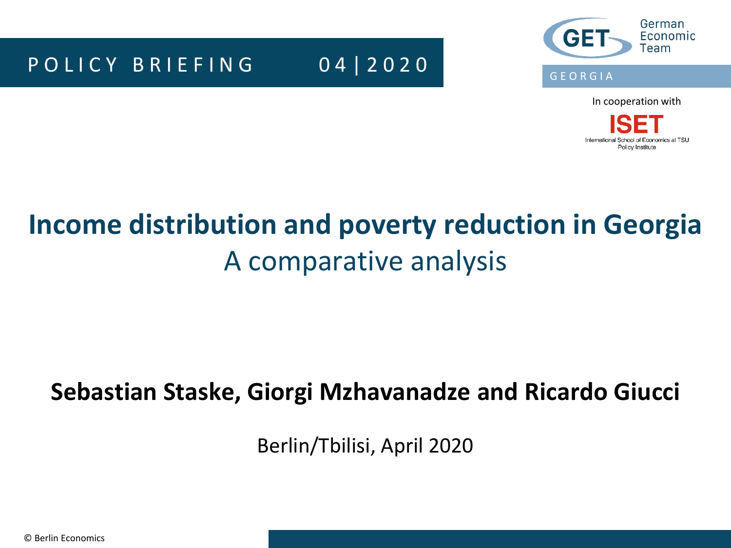POLICY BRIEFING 04 | 2020

German Economic Team

GEORGIA

In cooperation with

ISET

International School of Economics at TSU Policy Institute

# Income distribution and poverty reduction in Georgia

## A comparative analysis

**Sebastian Staske, Giorgi Mzhavanadze and Ricardo Giucci**

Berlin/Tbilisi, April 2020

© Berlin Economics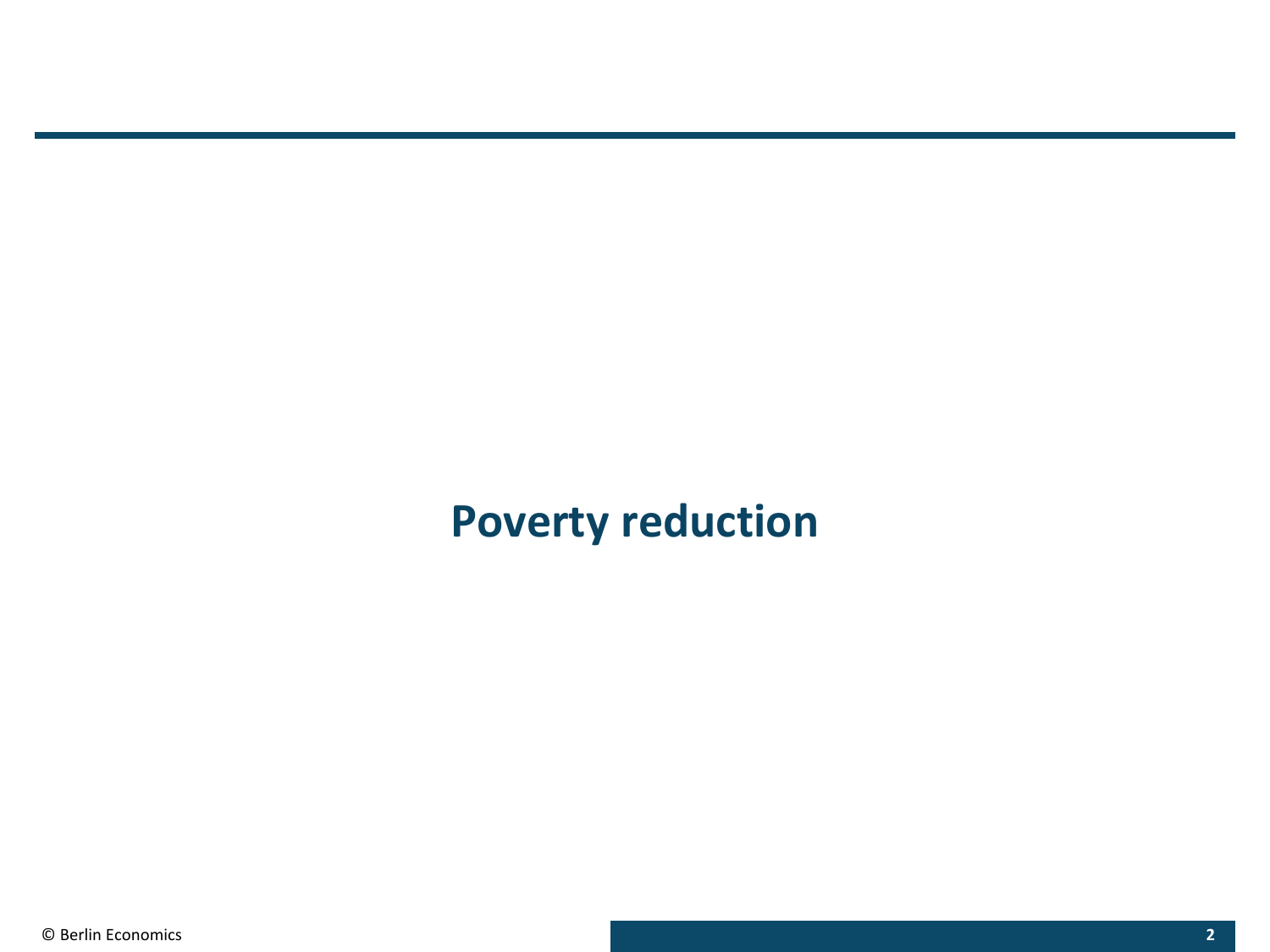# Poverty reduction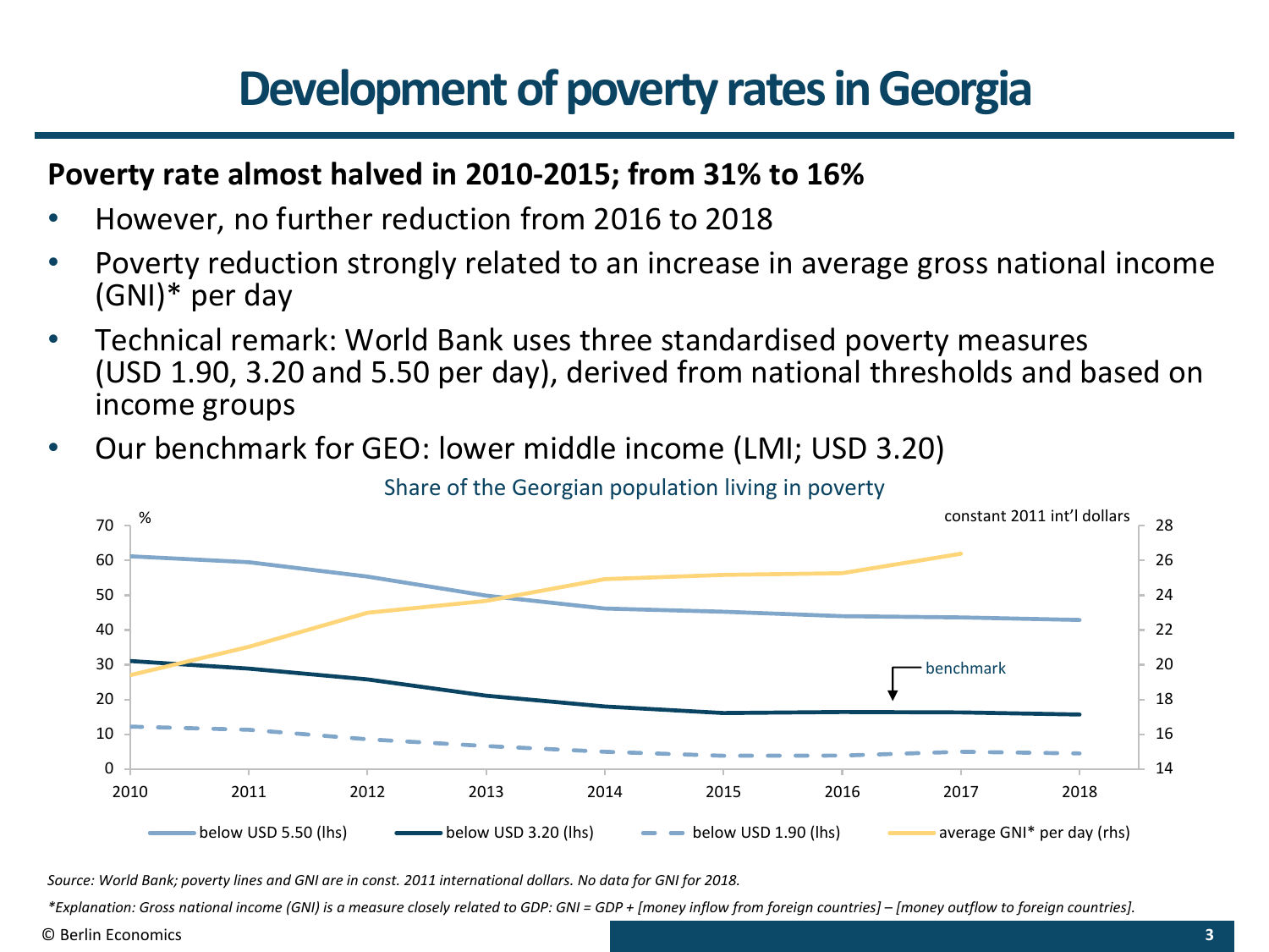# Development of poverty rates in Georgia

**Poverty rate almost halved in 2010-2015; from 31% to 16%**

- However, no further reduction from 2016 to 2018
- Poverty reduction strongly related to an increase in average gross national income (GNI)* per day
- Technical remark: World Bank uses three standardised poverty measures (USD 1.90, 3.20 and 5.50 per day), derived from national thresholds and based on income groups
- Our benchmark for GEO: lower middle income (LMI; USD 3.20)

Share of the Georgian population living in poverty

*Source: World Bank; poverty lines and GNI are in const. 2011 international dollars. No data for GNI for 2018.*

*\*Explanation: Gross national income (GNI) is a measure closely related to GDP: GNI = GDP + [money inflow from foreign countries] – [money outflow to foreign countries].*

© Berlin Economics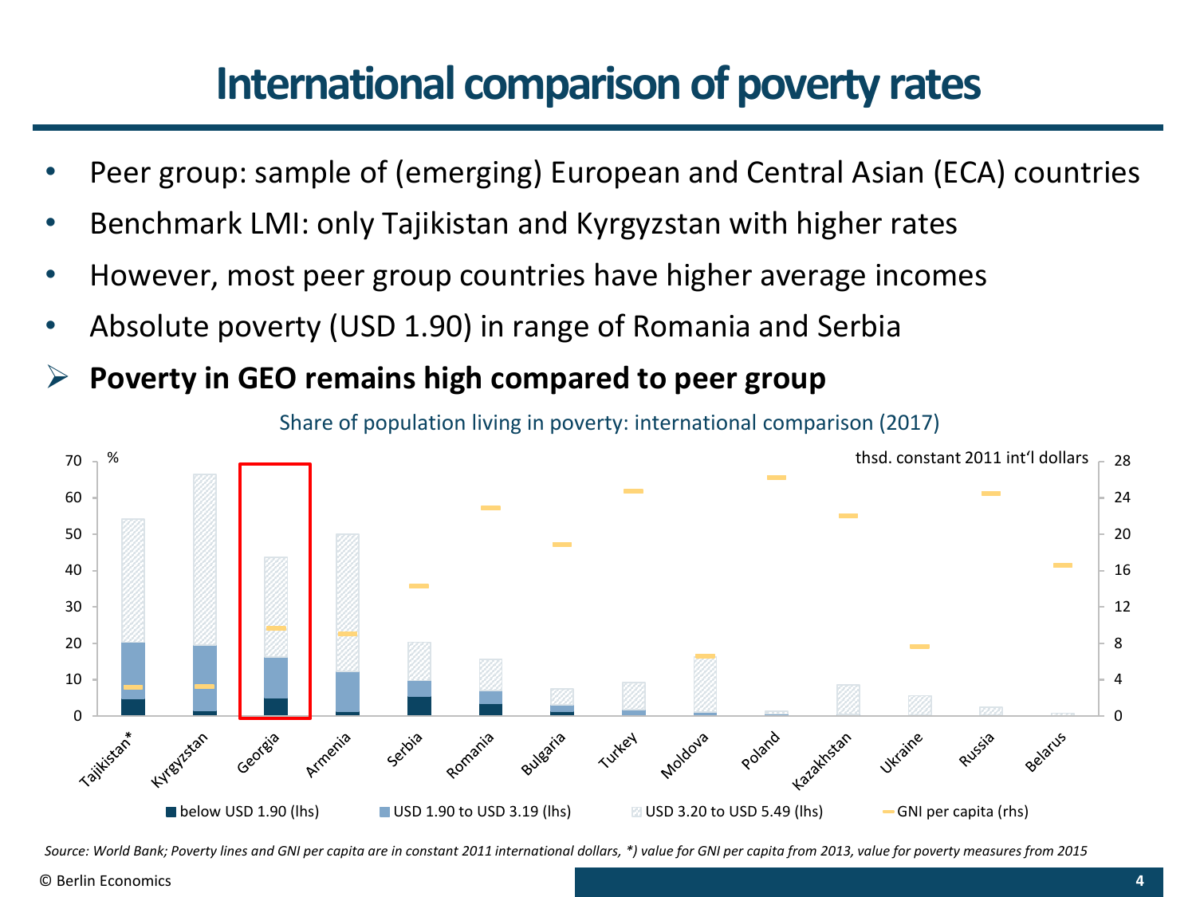# International comparison of poverty rates

- Peer group: sample of (emerging) European and Central Asian (ECA) countries
- Benchmark LMI: only Tajikistan and Kyrgyzstan with higher rates
- However, most peer group countries have higher average incomes
- Absolute poverty (USD 1.90) in range of Romania and Serbia

➢ **Poverty in GEO remains high compared to peer group**

Share of population living in poverty: international comparison (2017)

% | thsd. constant 2011 int'l dollars

Tajikistan*, Kyrgyzstan, Georgia, Armenia, Serbia, Romania, Bulgaria, Turkey, Moldova, Poland, Kazakhstan, Ukraine, Russia, Belarus

below USD 1.90 (lhs) | USD 1.90 to USD 3.19 (lhs) | USD 3.20 to USD 5.49 (lhs) | GNI per capita (rhs)

*Source: World Bank; Poverty lines and GNI per capita are in constant 2011 international dollars, *) value for GNI per capita from 2013, value for poverty measures from 2015*

© Berlin Economics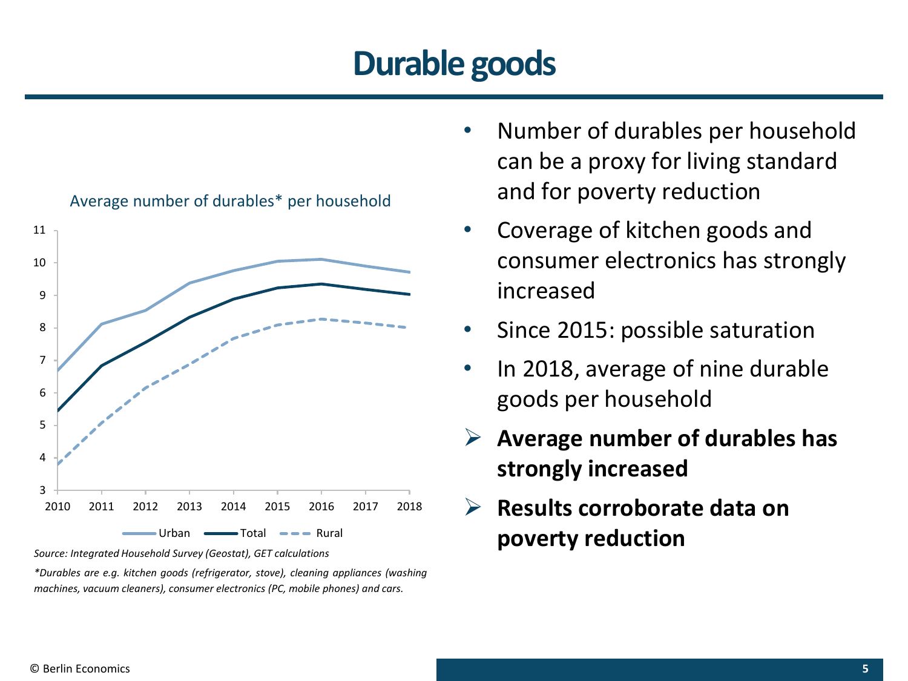# Durable goods

Average number of durables* per household

Source: Integrated Household Survey (Geostat), GET calculations

*Durables are e.g. kitchen goods (refrigerator, stove), cleaning appliances (washing machines, vacuum cleaners), consumer electronics (PC, mobile phones) and cars.*

- Number of durables per household can be a proxy for living standard and for poverty reduction
- Coverage of kitchen goods and consumer electronics has strongly increased
- Since 2015: possible saturation
- In 2018, average of nine durable goods per household

➢ **Average number of durables has strongly increased**

➢ **Results corroborate data on poverty reduction**

© Berlin Economics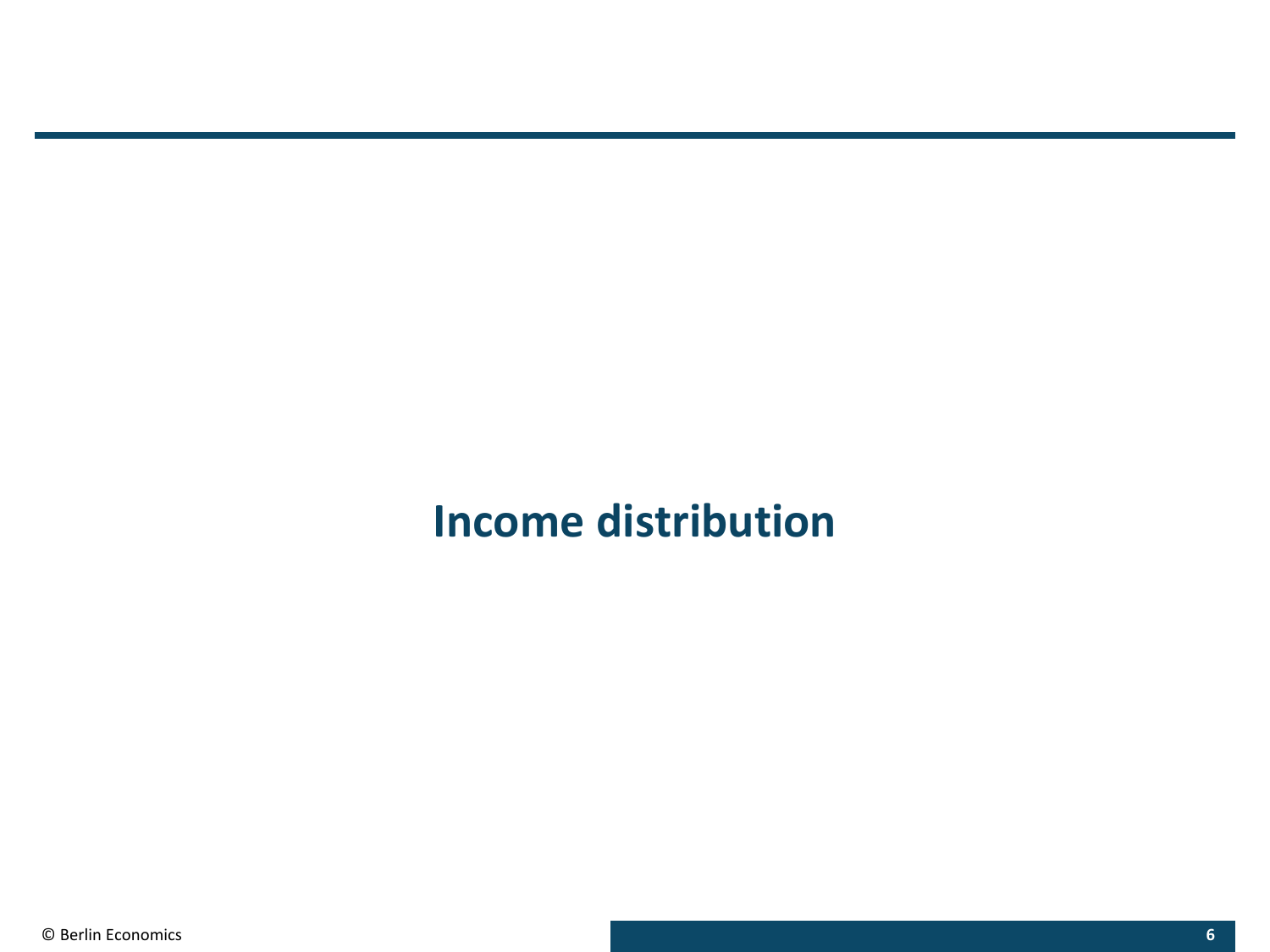# Income distribution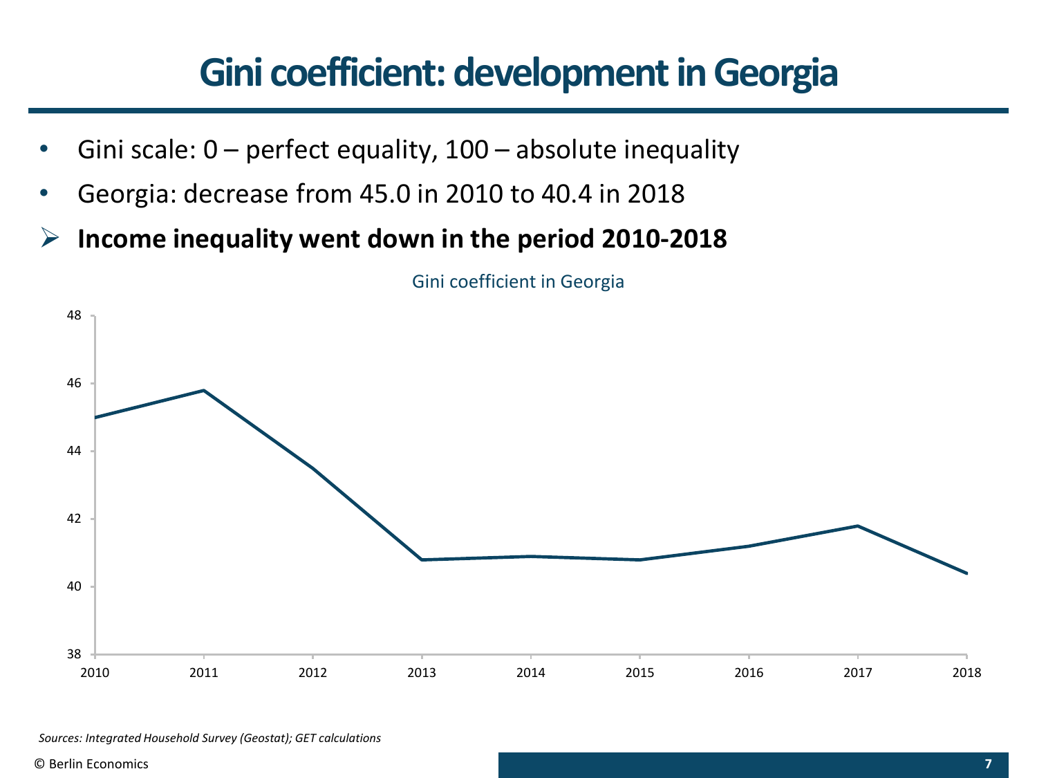# Gini coefficient: development in Georgia

- Gini scale: 0 – perfect equality, 100 – absolute inequality
- Georgia: decrease from 45.0 in 2010 to 40.4 in 2018

➢ **Income inequality went down in the period 2010-2018**

Gini coefficient in Georgia

*Sources: Integrated Household Survey (Geostat); GET calculations*

© Berlin Economics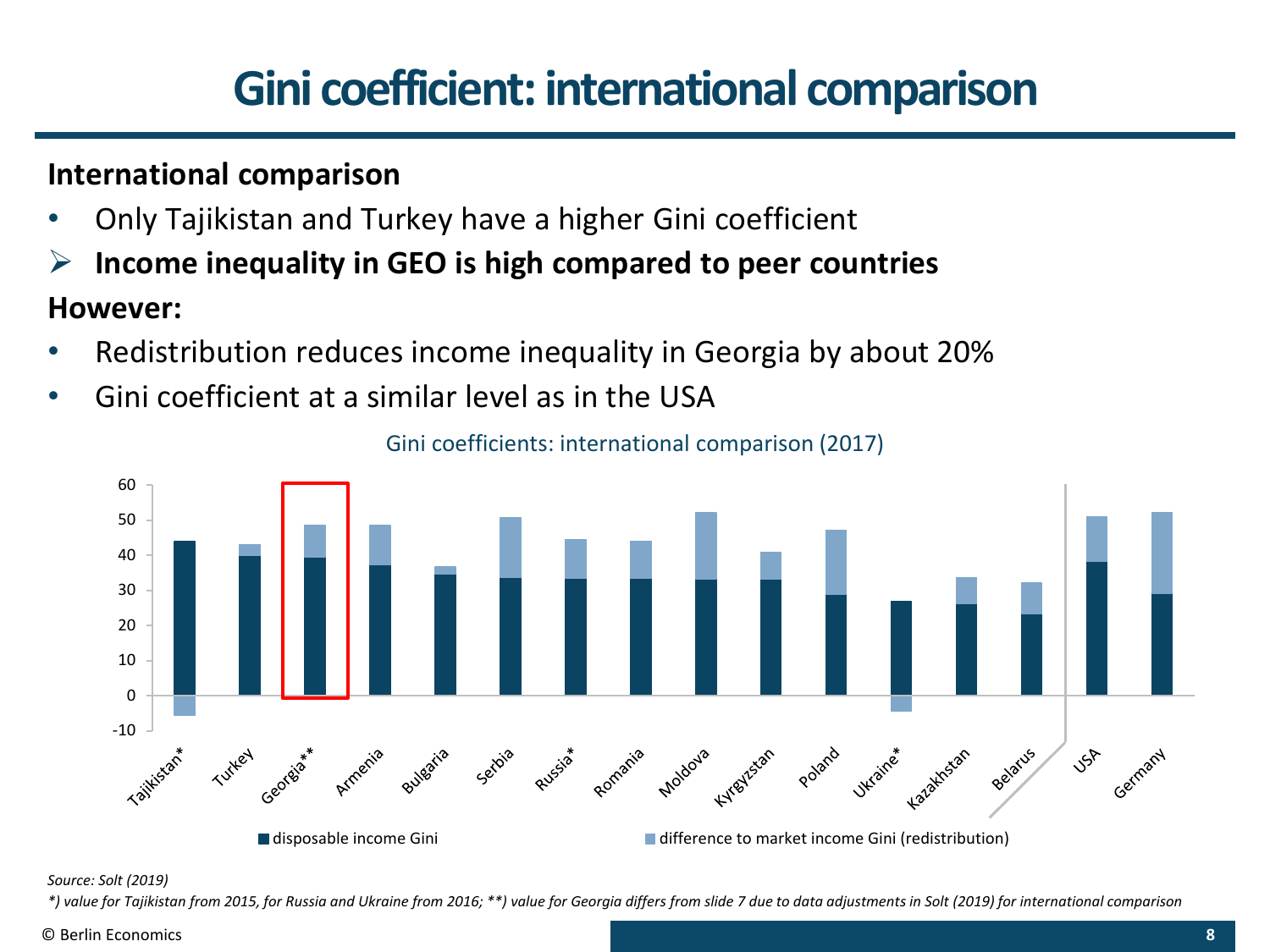# Gini coefficient: international comparison

**International comparison**

- Only Tajikistan and Turkey have a higher Gini coefficient
- **Income inequality in GEO is high compared to peer countries**

**However:**

- Redistribution reduces income inequality in Georgia by about 20%
- Gini coefficient at a similar level as in the USA

Gini coefficients: international comparison (2017)

■ disposable income Gini ■ difference to market income Gini (redistribution)

*Source: Solt (2019)*

*\*) value for Tajikistan from 2015, for Russia and Ukraine from 2016; \*\*) value for Georgia differs from slide 7 due to data adjustments in Solt (2019) for international comparison*

© Berlin Economics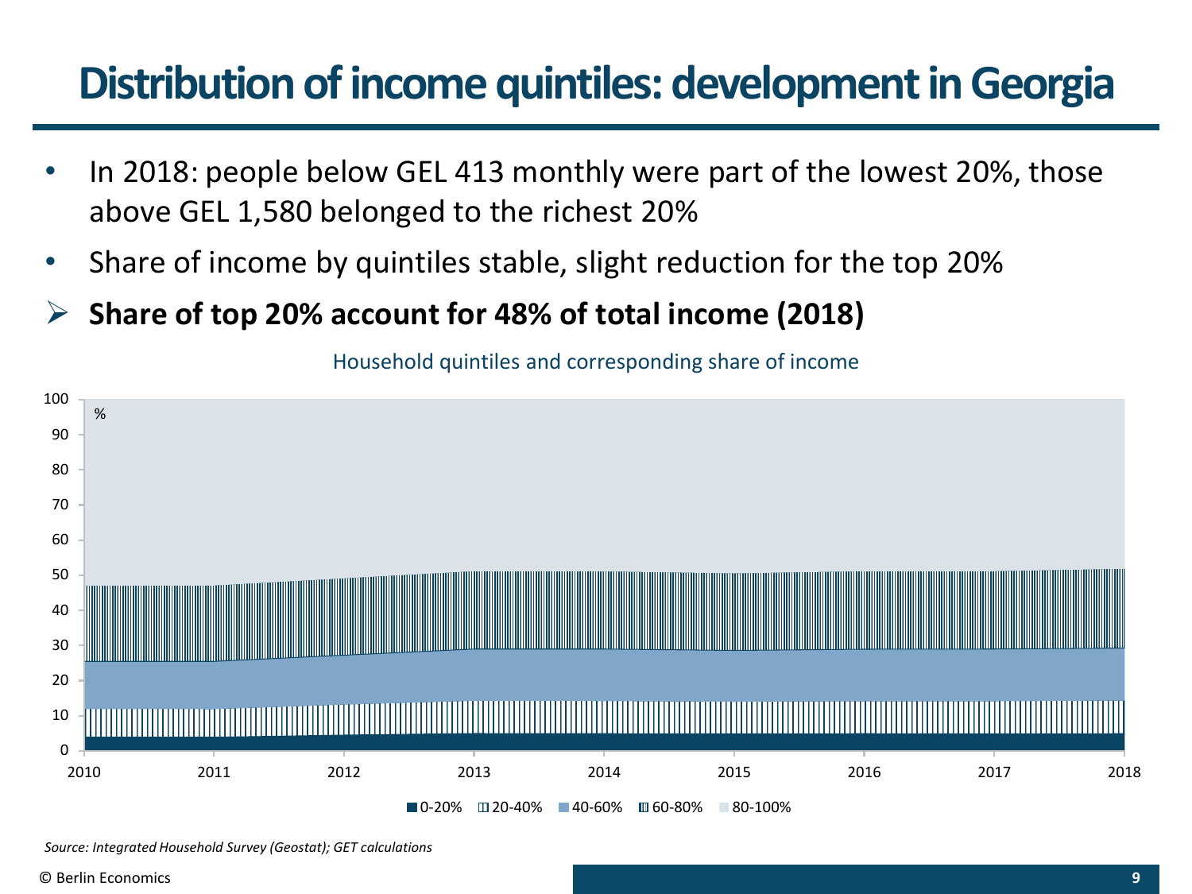# Distribution of income quintiles: development in Georgia

- In 2018: people below GEL 413 monthly were part of the lowest 20%, those above GEL 1,580 belonged to the richest 20%
- Share of income by quintiles stable, slight reduction for the top 20%

➢ **Share of top 20% account for 48% of total income (2018)**

Household quintiles and corresponding share of income

*Source: Integrated Household Survey (Geostat); GET calculations*

© Berlin Economics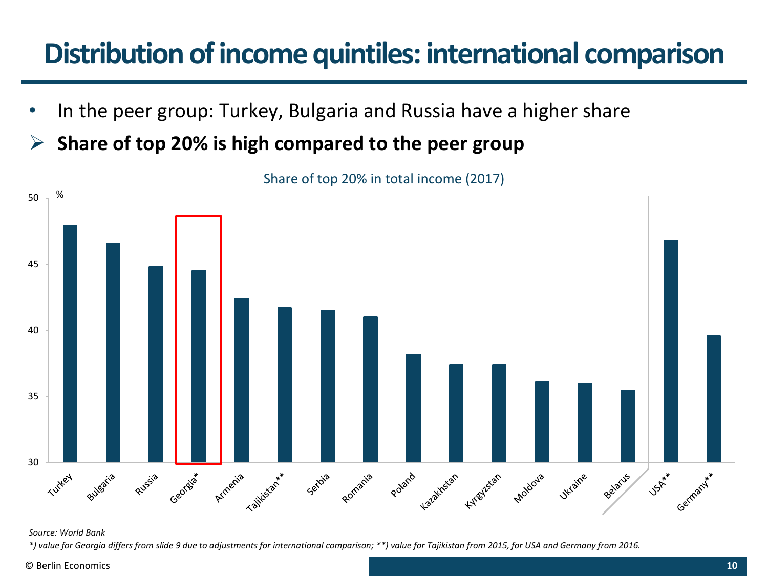# Distribution of income quintiles: international comparison

- In the peer group: Turkey, Bulgaria and Russia have a higher share

➢ **Share of top 20% is high compared to the peer group**

Share of top 20% in total income (2017)

%

50

45

40

35

30

Turkey, Bulgaria, Russia, Georgia*, Armenia, Tajikistan**, Serbia, Romania, Poland, Kazakhstan, Kyrgyzstan, Moldova, Ukraine, Belarus, USA**, Germany**

*Source: World Bank*

*\*) value for Georgia differs from slide 9 due to adjustments for international comparison; \*\*) value for Tajikistan from 2015, for USA and Germany from 2016.*

© Berlin Economics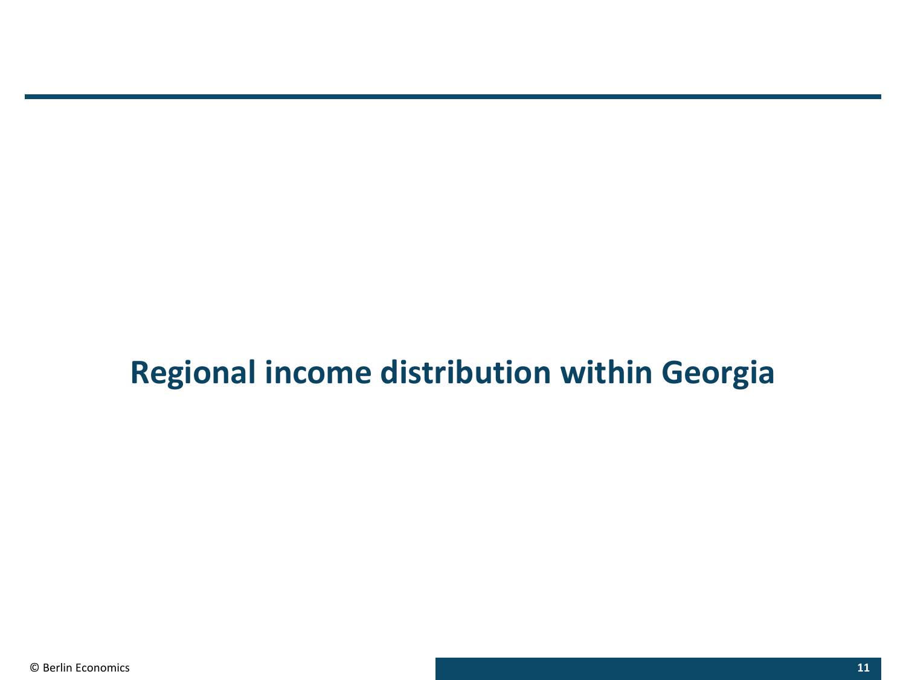# Regional income distribution within Georgia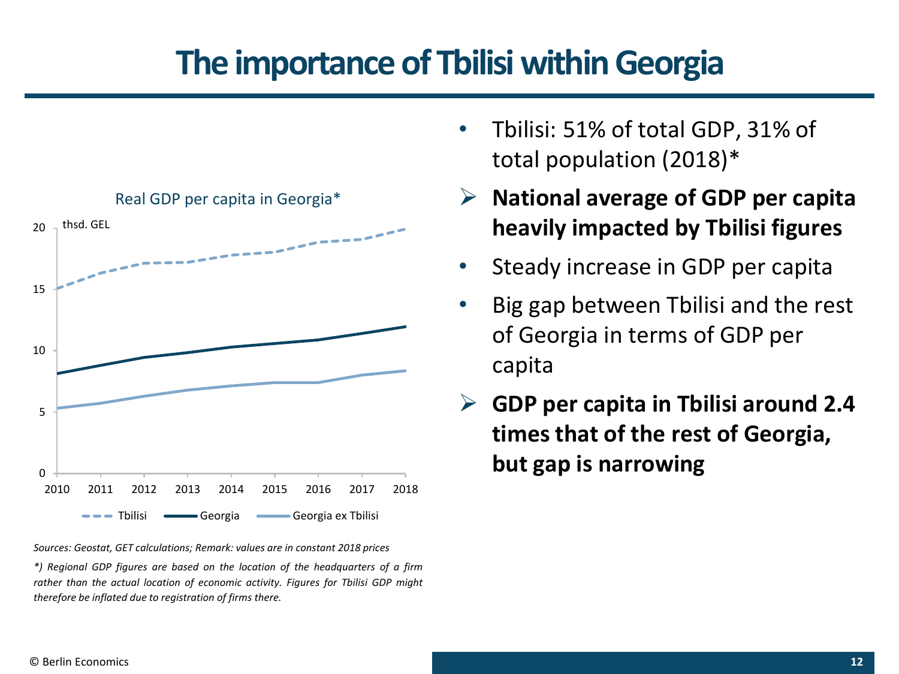# The importance of Tbilisi within Georgia

Real GDP per capita in Georgia*

thsd. GEL

Tbilisi | Georgia | Georgia ex Tbilisi

*Sources: Geostat, GET calculations; Remark: values are in constant 2018 prices*

*\*) Regional GDP figures are based on the location of the headquarters of a firm rather than the actual location of economic activity. Figures for Tbilisi GDP might therefore be inflated due to registration of firms there.*

- Tbilisi: 51% of total GDP, 31% of total population (2018)*
- **National average of GDP per capita heavily impacted by Tbilisi figures**
- Steady increase in GDP per capita
- Big gap between Tbilisi and the rest of Georgia in terms of GDP per capita
- **GDP per capita in Tbilisi around 2.4 times that of the rest of Georgia, but gap is narrowing**

© Berlin Economics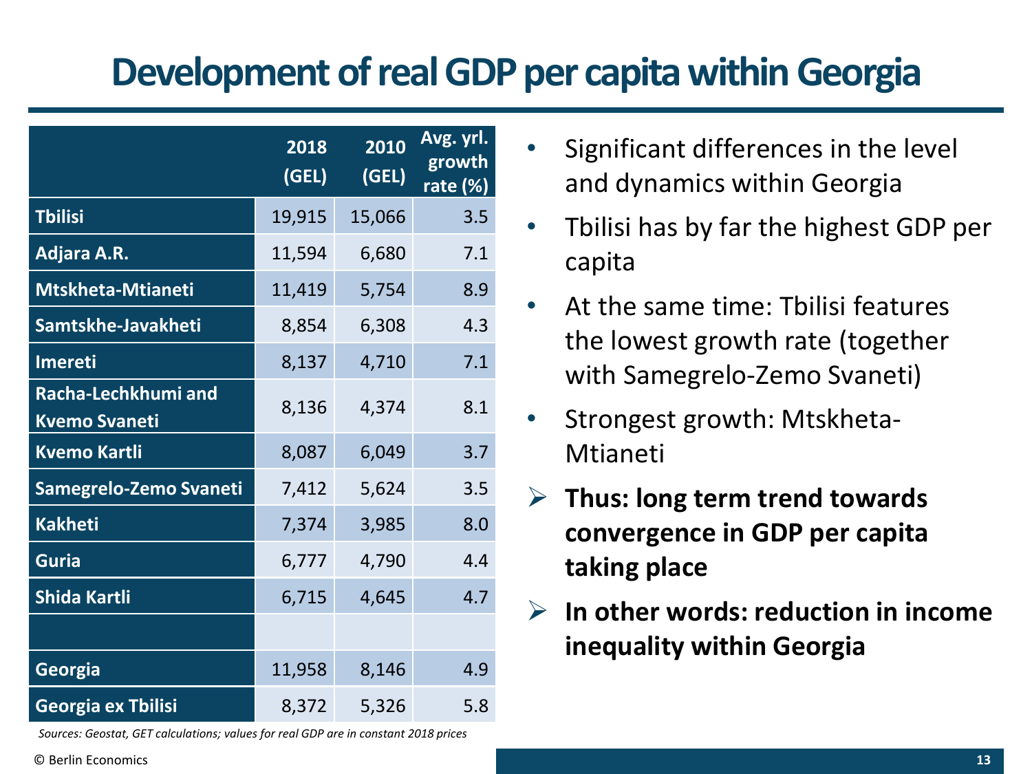# Development of real GDP per capita within Georgia

| | 2018 (GEL) | 2010 (GEL) | Avg. yrl. growth rate (%) |
|---|---|---|---|
| Tbilisi | 19,915 | 15,066 | 3.5 |
| Adjara A.R. | 11,594 | 6,680 | 7.1 |
| Mtskheta-Mtianeti | 11,419 | 5,754 | 8.9 |
| Samtskhe-Javakheti | 8,854 | 6,308 | 4.3 |
| Imereti | 8,137 | 4,710 | 7.1 |
| Racha-Lechkhumi and Kvemo Svaneti | 8,136 | 4,374 | 8.1 |
| Kvemo Kartli | 8,087 | 6,049 | 3.7 |
| Samegrelo-Zemo Svaneti | 7,412 | 5,624 | 3.5 |
| Kakheti | 7,374 | 3,985 | 8.0 |
| Guria | 6,777 | 4,790 | 4.4 |
| Shida Kartli | 6,715 | 4,645 | 4.7 |
| | | | |
| Georgia | 11,958 | 8,146 | 4.9 |
| Georgia ex Tbilisi | 8,372 | 5,326 | 5.8 |

*Sources: Geostat, GET calculations; values for real GDP are in constant 2018 prices*

- Significant differences in the level and dynamics within Georgia
- Tbilisi has by far the highest GDP per capita
- At the same time: Tbilisi features the lowest growth rate (together with Samegrelo-Zemo Svaneti)
- Strongest growth: Mtskheta-Mtianeti

➢ **Thus: long term trend towards convergence in GDP per capita taking place**

➢ **In other words: reduction in income inequality within Georgia**

© Berlin Economics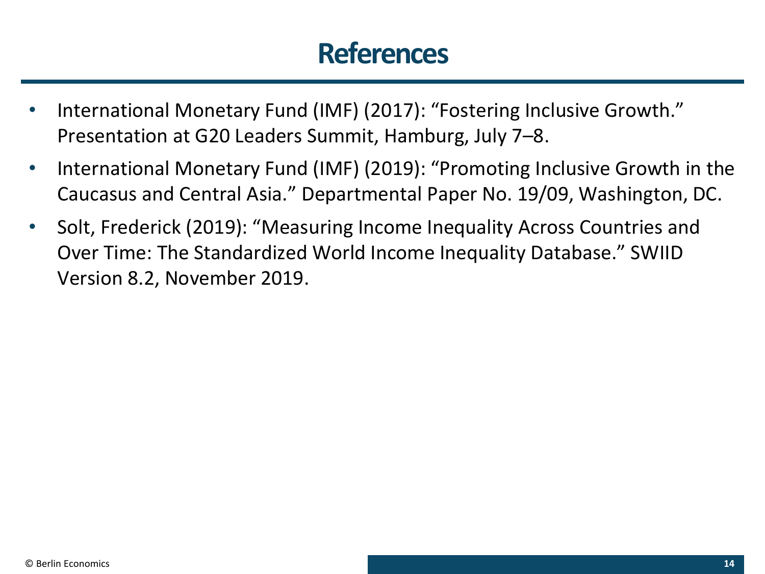# References

- International Monetary Fund (IMF) (2017): "Fostering Inclusive Growth." Presentation at G20 Leaders Summit, Hamburg, July 7–8.
- International Monetary Fund (IMF) (2019): "Promoting Inclusive Growth in the Caucasus and Central Asia." Departmental Paper No. 19/09, Washington, DC.
- Solt, Frederick (2019): "Measuring Income Inequality Across Countries and Over Time: The Standardized World Income Inequality Database." SWIID Version 8.2, November 2019.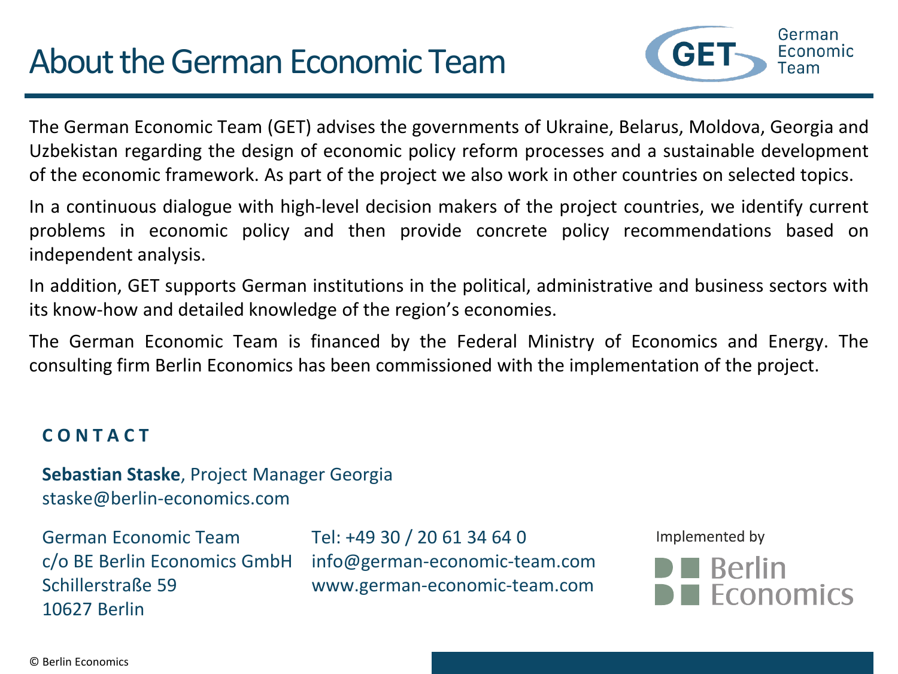# About the German Economic Team

The German Economic Team (GET) advises the governments of Ukraine, Belarus, Moldova, Georgia and Uzbekistan regarding the design of economic policy reform processes and a sustainable development of the economic framework. As part of the project we also work in other countries on selected topics.

In a continuous dialogue with high-level decision makers of the project countries, we identify current problems in economic policy and then provide concrete policy recommendations based on independent analysis.

In addition, GET supports German institutions in the political, administrative and business sectors with its know-how and detailed knowledge of the region's economies.

The German Economic Team is financed by the Federal Ministry of Economics and Energy. The consulting firm Berlin Economics has been commissioned with the implementation of the project.

**CONTACT**

**Sebastian Staske**, Project Manager Georgia
staske@berlin-economics.com

German Economic Team
c/o BE Berlin Economics GmbH
Schillerstraße 59
10627 Berlin

Tel: +49 30 / 20 61 34 64 0
info@german-economic-team.com
www.german-economic-team.com

Implemented by

Berlin Economics

© Berlin Economics